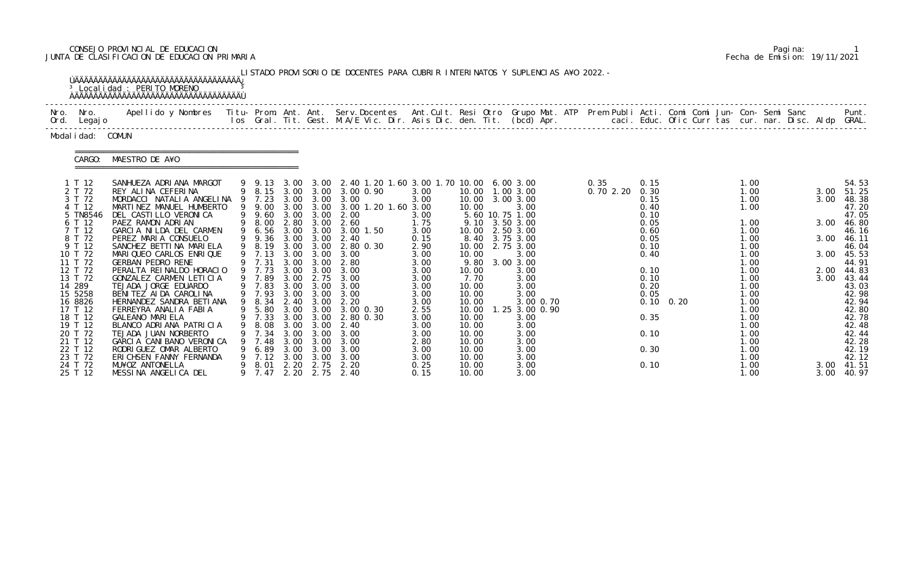CONSEJO PROVINCIAL DE EDUCACION
JUNTA DE CLASIFICACION DE EDUCACION PRIMARIA

Fecha de Emision: 19/11/2021

LISTADO PROVISORIO DE DOCENTES PARA CUBRIR INTERINATOS Y SUPLENCIAS A¥O 2022.-

Localidad : PERITO MORENO

Modalidad: COMUN

CARGO: MAESTRO DE A¥O

| Nro. Ord. | Nro. Legajo | Apellido y Nombres | Titulos | Prom. Gral. | Ant. Tit. | Ant. Gest. | Serv.Docentes M.A/E Vic. Dir. | Ant.Cult. Asis Dic. | Resi den. | Otro Tit. | Grupo Mat. (bcd) | ATP Apr. | Prem Publi caci. | Acti. Educ. | Comi Ofic | Comi Curr | Jun- tas | Con- cur. | Semi nar. | Sanc Disc. | Aldp | Punt. GRAL. |
|---|---|---|---|---|---|---|---|---|---|---|---|---|---|---|---|---|---|---|---|---|---|---|
| 1 | T 12 | SANHUEZA ADRIANA MARGOT | 9 | 9.13 | 3.00 | 3.00 | 2.40 1.20 1.60 3.00 1.70 | | 10.00 | | 6.00 3.00 | | 0.35 | 0.15 | | | | 1.00 | | | | 54.53 |
| 2 | T 72 | REY ALINA CEFERINA | 9 | 8.15 | 3.00 | 3.00 | 3.00 0.90 | 3.00 | 10.00 | | 1.00 3.00 | | 0.70 2.20 | 0.30 | | | | 1.00 | | | 3.00 | 51.25 |
| 3 | T 72 | MORDACCI NATALIA ANGELINA | 9 | 7.23 | 3.00 | 3.00 | 3.00 | 3.00 | 10.00 | | 3.00 3.00 | | | 0.15 | | | | 1.00 | | | 3.00 | 48.38 |
| 4 | T 12 | MARTINEZ MANUEL HUMBERTO | 9 | 9.00 | 3.00 | 3.00 | 3.00 1.20 1.60 | 3.00 | 10.00 | | 3.00 | | | 0.40 | | | | 1.00 | | | | 47.20 |
| 5 | TN8546 | DEL CASTILLO VERONICA | 9 | 9.60 | 3.00 | 3.00 | 2.00 | 3.00 | 5.60 | 10.75 | 1.00 | | | 0.10 | | | | | | | | 47.05 |
| 6 | T 12 | PAEZ RAMON ADRIAN | 9 | 8.00 | 2.80 | 3.00 | 2.60 | 1.75 | 9.10 | | 3.50 3.00 | | | 0.05 | | | | 1.00 | | | 3.00 | 46.80 |
| 7 | T 12 | GARCIA NILDA DEL CARMEN | 9 | 6.56 | 3.00 | 3.00 | 3.00 1.50 | 3.00 | 10.00 | | 2.50 3.00 | | | 0.60 | | | | 1.00 | | | | 46.16 |
| 8 | T 72 | PEREZ MARIA CONSUELO | 9 | 9.36 | 3.00 | 3.00 | 2.40 | 0.15 | 8.40 | | 3.75 3.00 | | | 0.05 | | | | 1.00 | | | 3.00 | 46.11 |
| 9 | T 12 | SANCHEZ BETTINA MARIELA | 9 | 8.19 | 3.00 | 3.00 | 2.80 0.30 | 2.90 | 10.00 | | 2.75 3.00 | | | 0.10 | | | | 1.00 | | | | 46.04 |
| 10 | T 72 | MARIQUEO CARLOS ENRIQUE | 9 | 7.13 | 3.00 | 3.00 | 3.00 | 3.00 | 10.00 | | 3.00 | | | 0.40 | | | | 1.00 | | | 3.00 | 45.53 |
| 11 | T 72 | GERBAN PEDRO RENE | 9 | 7.31 | 3.00 | 3.00 | 2.80 | 3.00 | 9.80 | | 3.00 3.00 | | | | | | | 1.00 | | | | 44.91 |
| 12 | T 72 | PERALTA REINALDO HORACIO | 9 | 7.73 | 3.00 | 3.00 | 3.00 | 3.00 | 10.00 | | 3.00 | | | 0.10 | | | | 1.00 | | | 2.00 | 44.83 |
| 13 | T 72 | GONZALEZ CARMEN LETICIA | 9 | 7.89 | 3.00 | 2.75 | 3.00 | 3.00 | 7.70 | | 3.00 | | | 0.10 | | | | 1.00 | | | 3.00 | 43.44 |
| 14 | 289 | TEJADA JORGE EDUARDO | 9 | 7.83 | 3.00 | 3.00 | 3.00 | 3.00 | 10.00 | | 3.00 | | | 0.20 | | | | 1.00 | | | | 43.03 |
| 15 | 5258 | BENITEZ AIDA CAROLINA | 9 | 7.93 | 3.00 | 3.00 | 3.00 | 3.00 | 10.00 | | 3.00 | | | 0.05 | | | | 1.00 | | | | 42.98 |
| 16 | 8826 | HERNANDEZ SANDRA BETIANA | 9 | 8.34 | 2.40 | 3.00 | 2.20 | 3.00 | 10.00 | | 3.00 0.70 | | | 0.10 | 0.20 | | | 1.00 | | | | 42.94 |
| 17 | T 12 | FERREYRA ANALIA FABIA | 9 | 5.80 | 3.00 | 3.00 | 3.00 0.30 | 2.55 | 10.00 | 1.25 | 3.00 0.90 | | | | | | | 1.00 | | | | 42.80 |
| 18 | T 12 | GALEANO MARIELA | 9 | 7.33 | 3.00 | 3.00 | 2.80 0.30 | 3.00 | 10.00 | | 3.00 | | | 0.35 | | | | 1.00 | | | | 42.78 |
| 19 | T 12 | BLANCO ADRIANA PATRICIA | 9 | 8.08 | 3.00 | 3.00 | 2.40 | 3.00 | 10.00 | | 3.00 | | | | | | | 1.00 | | | | 42.48 |
| 20 | T 72 | TEJADA JUAN NORBERTO | 9 | 7.34 | 3.00 | 3.00 | 3.00 | 3.00 | 10.00 | | 3.00 | | | 0.10 | | | | 1.00 | | | | 42.44 |
| 21 | T 12 | GARCIA CANIBANO VERONICA | 9 | 7.48 | 3.00 | 3.00 | 3.00 | 2.80 | 10.00 | | 3.00 | | | | | | | 1.00 | | | | 42.28 |
| 22 | T 12 | RODRIGUEZ OMAR ALBERTO | 9 | 6.89 | 3.00 | 3.00 | 3.00 | 3.00 | 10.00 | | 3.00 | | | 0.30 | | | | 1.00 | | | | 42.19 |
| 23 | T 72 | ERICHSEN FANNY FERNANDA | 9 | 7.12 | 3.00 | 3.00 | 3.00 | 3.00 | 10.00 | | 3.00 | | | | | | | 1.00 | | | | 42.12 |
| 24 | T 72 | MU¥OZ ANTONELLA | 9 | 8.01 | 2.20 | 2.75 | 2.20 | 0.25 | 10.00 | | 3.00 | | | 0.10 | | | | 1.00 | | | 3.00 | 41.51 |
| 25 | T 12 | MESSINA ANGELICA DEL | 9 | 7.47 | 2.20 | 2.75 | 2.40 | 0.15 | 10.00 | | 3.00 | | | | | | | 1.00 | | | 3.00 | 40.97 |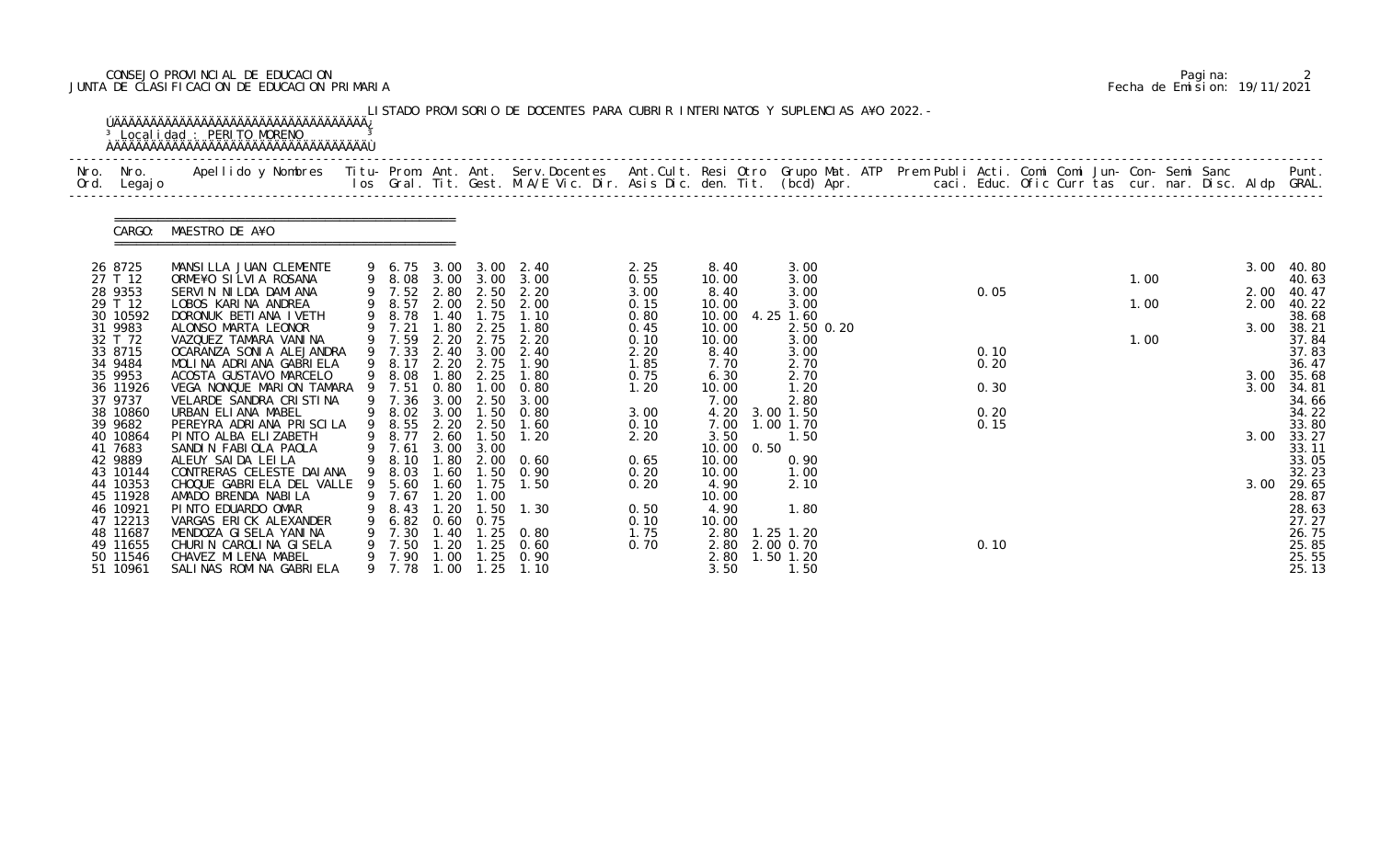CONSEJO PROVINCIAL DE EDUCACION
JUNTA DE CLASIFICACION DE EDUCACION PRIMARIA

Pagina: 2
Fecha de Emision: 19/11/2021

LISTADO PROVISORIO DE DOCENTES PARA CUBRIR INTERINATOS Y SUPLENCIAS A¥O 2022.-

Localidad : PERITO MORENO

CARGO: MAESTRO DE A¥O

| Nro. Ord. | Nro. Legajo | Apellido y Nombres | Titu- los | Prom. Gral. | Ant. Tit. | Ant. Gest. | Serv.Docentes M.A/E Vic. Dir. | Ant.Cult. Asis Dic. | Resi den. | Otro Tit. | Grupo Mat. (bcd) | ATP Apr. | Prem Publi caci. | Acti. Educ. | Comi Ofic | Comi Curr | Jun- tas | Con- cur. | Semi nar. | Sanc Disc. | Aldp | Punt. GRAL. |
|---|---|---|---|---|---|---|---|---|---|---|---|---|---|---|---|---|---|---|---|---|---|---|
| 26 | 8725 | MANSILLA JUAN CLEMENTE | 9 | 6.75 | 3.00 | 3.00 | 2.40 | 2.25 | 8.40 | | 3.00 | | | | | | | | | | 3.00 | 40.80 |
| 27 | T 12 | ORME¥O SILVIA ROSANA | 9 | 8.08 | 3.00 | 3.00 | 3.00 | 0.55 | 10.00 | | 3.00 | | | | | | | 1.00 | | | | 40.63 |
| 28 | 9353 | SERVIN NILDA DAMIANA | 9 | 7.52 | 2.80 | 2.50 | 2.20 | 3.00 | 8.40 | | 3.00 | | | 0.05 | | | | | | | 2.00 | 40.47 |
| 29 | T 12 | LOBOS KARINA ANDREA | 9 | 8.57 | 2.00 | 2.50 | 2.00 | 0.15 | 10.00 | | 3.00 | | | | | | | 1.00 | | | 2.00 | 40.22 |
| 30 | 10592 | DORONUK BETIANA IVETH | 9 | 8.78 | 1.40 | 1.75 | 1.10 | 0.80 | 10.00 | 4.25 | 1.60 | | | | | | | | | | | 38.68 |
| 31 | 9983 | ALONSO MARTA LEONOR | 9 | 7.21 | 1.80 | 2.25 | 1.80 | 0.45 | 10.00 | | 2.50 | 0.20 | | | | | | | | | 3.00 | 38.21 |
| 32 | T 72 | VAZQUEZ TAMARA VANINA | 9 | 7.59 | 2.20 | 2.75 | 2.20 | 0.10 | 10.00 | | 3.00 | | | | | | | 1.00 | | | | 37.84 |
| 33 | 8715 | OCARANZA SONIA ALEJANDRA | 9 | 7.33 | 2.40 | 3.00 | 2.40 | 2.20 | 8.40 | | 3.00 | | | 0.10 | | | | | | | | 37.83 |
| 34 | 9484 | MOLINA ADRIANA GABRIELA | 9 | 8.17 | 2.20 | 2.75 | 1.90 | 1.85 | 7.70 | | 2.70 | | | 0.20 | | | | | | | | 36.47 |
| 35 | 9953 | ACOSTA GUSTAVO MARCELO | 9 | 8.08 | 1.80 | 2.25 | 1.80 | 0.75 | 6.30 | | 2.70 | | | | | | | | | | 3.00 | 35.68 |
| 36 | 11926 | VEGA NONQUE MARION TAMARA | 9 | 7.51 | 0.80 | 1.00 | 0.80 | 1.20 | 10.00 | | 1.20 | | | 0.30 | | | | | | | 3.00 | 34.81 |
| 37 | 9737 | VELARDE SANDRA CRISTINA | 9 | 7.36 | 3.00 | 2.50 | 3.00 | | 7.00 | | 2.80 | | | | | | | | | | | 34.66 |
| 38 | 10860 | URBAN ELIANA MABEL | 9 | 8.02 | 3.00 | 1.50 | 0.80 | 3.00 | 4.20 | 3.00 | 1.50 | | | 0.20 | | | | | | | | 34.22 |
| 39 | 9682 | PEREYRA ADRIANA PRISCILA | 9 | 8.55 | 2.20 | 2.50 | 1.60 | 0.10 | 7.00 | 1.00 | 1.70 | | | 0.15 | | | | | | | | 33.80 |
| 40 | 10864 | PINTO ALBA ELIZABETH | 9 | 8.77 | 2.60 | 1.50 | 1.20 | 2.20 | 3.50 | | 1.50 | | | | | | | | | | 3.00 | 33.27 |
| 41 | 7683 | SANDIN FABIOLA PAOLA | 9 | 7.61 | 3.00 | 3.00 | | | 10.00 | 0.50 | | | | | | | | | | | | 33.11 |
| 42 | 9889 | ALEUY SAIDA LEILA | 9 | 8.10 | 1.80 | 2.00 | 0.60 | 0.65 | 10.00 | | 0.90 | | | | | | | | | | | 33.05 |
| 43 | 10144 | CONTRERAS CELESTE DAIANA | 9 | 8.03 | 1.60 | 1.50 | 0.90 | 0.20 | 10.00 | | 1.00 | | | | | | | | | | | 32.23 |
| 44 | 10353 | CHOQUE GABRIELA DEL VALLE | 9 | 5.60 | 1.60 | 1.75 | 1.50 | 0.20 | 4.90 | | 2.10 | | | | | | | | | | 3.00 | 29.65 |
| 45 | 11928 | AMADO BRENDA NABILA | 9 | 7.67 | 1.20 | 1.00 | | | 10.00 | | | | | | | | | | | | | 28.87 |
| 46 | 10921 | PINTO EDUARDO OMAR | 9 | 8.43 | 1.20 | 1.50 | 1.30 | 0.50 | 4.90 | | 1.80 | | | | | | | | | | | 28.63 |
| 47 | 12213 | VARGAS ERICK ALEXANDER | 9 | 6.82 | 0.60 | 0.75 | | 0.10 | 10.00 | | | | | | | | | | | | | 27.27 |
| 48 | 11687 | MENDOZA GISELA YANINA | 9 | 7.30 | 1.40 | 1.25 | 0.80 | 1.75 | 2.80 | 1.25 | 1.20 | | | | | | | | | | | 26.75 |
| 49 | 11655 | CHURIN CAROLINA GISELA | 9 | 7.50 | 1.20 | 1.25 | 0.60 | 0.70 | 2.80 | 2.00 | 0.70 | | | 0.10 | | | | | | | | 25.85 |
| 50 | 11546 | CHAVEZ MILENA MABEL | 9 | 7.90 | 1.00 | 1.25 | 0.90 | | 2.80 | 1.50 | 1.20 | | | | | | | | | | | 25.55 |
| 51 | 10961 | SALINAS ROMINA GABRIELA | 9 | 7.78 | 1.00 | 1.25 | 1.10 | | 3.50 | | 1.50 | | | | | | | | | | | 25.13 |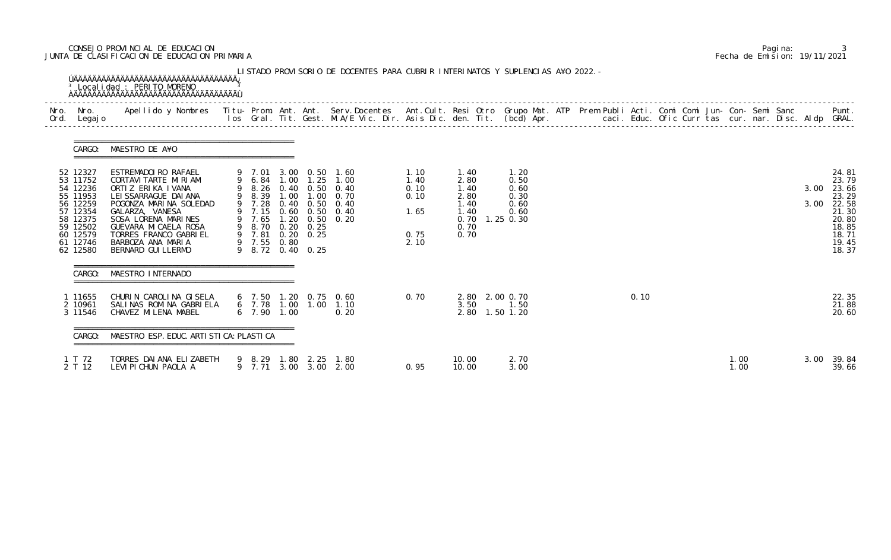CONSEJO PROVINCIAL DE EDUCACION
JUNTA DE CLASIFICACION DE EDUCACION PRIMARIA

Pagina: 3
Fecha de Emision: 19/11/2021

LISTADO PROVISORIO DE DOCENTES PARA CUBRIR INTERINATOS Y SUPLENCIAS A¥O 2022.-

Localidad : PERITO MORENO

| Nro. Ord. | Nro. Legajo | Apellido y Nombres | Titu-los | Prom. Gral. | Ant. Tit. | Ant. Gest. | Serv.Docentes M.A/E Vic. Dir. | Ant.Cult. Asis Dic. | Resi den. | Otro Tit. | Grupo Mat. (bcd) | ATP Apr. | Prem Publi caci. | Acti. Educ. | Comi Ofic | Comi Curr | Jun- tas | Con- cur. | Semi nar. | Sanc Disc. | Aldp | Punt. GRAL. |
|---|---|---|---|---|---|---|---|---|---|---|---|---|---|---|---|---|---|---|---|---|---|---|
| **CARGO: MAESTRO DE A¥O** | | | | | | | | | | | | | | | | | | | | | | |
| 52 | 12327 | ESTREMADOIRO RAFAEL | 9 | 7.01 | 3.00 | 0.50 | 1.60 | 1.10 | 1.40 | | 1.20 | | | | | | | | | | | 24.81 |
| 53 | 11752 | CORTAVITARTE MIRIAM | 9 | 6.84 | 1.00 | 1.25 | 1.00 | 1.40 | 2.80 | | 0.50 | | | | | | | | | | | 23.79 |
| 54 | 12236 | ORTIZ ERIKA IVANA | 9 | 8.26 | 0.40 | 0.50 | 0.40 | 0.10 | 1.40 | | 0.60 | | | | | | | | | | 3.00 | 23.66 |
| 55 | 11953 | LEISSARRAGUE DAIANA | 9 | 8.39 | 1.00 | 1.00 | 0.70 | 0.10 | 2.80 | | 0.30 | | | | | | | | | | | 23.29 |
| 56 | 12259 | POGONZA MARINA SOLEDAD | 9 | 7.28 | 0.40 | 0.50 | 0.40 | | 1.40 | | 0.60 | | | | | | | | | | 3.00 | 22.58 |
| 57 | 12354 | GALARZA, VANESA | 9 | 7.15 | 0.60 | 0.50 | 0.40 | 1.65 | 1.40 | | 0.60 | | | | | | | | | | | 21.30 |
| 58 | 12375 | SOSA LORENA MARINES | 9 | 7.65 | 1.20 | 0.50 | 0.20 | | 0.70 | 1.25 | 0.30 | | | | | | | | | | | 20.80 |
| 59 | 12502 | GUEVARA MICAELA ROSA | 9 | 8.70 | 0.20 | 0.25 | | | 0.70 | | | | | | | | | | | | | 18.85 |
| 60 | 12579 | TORRES FRANCO GABRIEL | 9 | 7.81 | 0.20 | 0.25 | | 0.75 | 0.70 | | | | | | | | | | | | | 18.71 |
| 61 | 12746 | BARBOZA ANA MARIA | 9 | 7.55 | 0.80 | | | 2.10 | | | | | | | | | | | | | | 19.45 |
| 62 | 12580 | BERNARD GUILLERMO | 9 | 8.72 | 0.40 | 0.25 | | | | | | | | | | | | | | | | 18.37 |
| **CARGO: MAESTRO INTERNADO** | | | | | | | | | | | | | | | | | | | | | | |
| 1 | 11655 | CHURIN CAROLINA GISELA | 6 | 7.50 | 1.20 | 0.75 | 0.60 | 0.70 | 2.80 | 2.00 | 0.70 | | | 0.10 | | | | | | | | 22.35 |
| 2 | 10961 | SALINAS ROMINA GABRIELA | 6 | 7.78 | 1.00 | 1.00 | 1.10 | | 3.50 | | 1.50 | | | | | | | | | | | 21.88 |
| 3 | 11546 | CHAVEZ MILENA MABEL | 6 | 7.90 | 1.00 | | 0.20 | | 2.80 | 1.50 | 1.20 | | | | | | | | | | | 20.60 |
| **CARGO: MAESTRO ESP. EDUC. ARTISTICA: PLASTICA** | | | | | | | | | | | | | | | | | | | | | | |
| 1 | T 72 | TORRES DAIANA ELIZABETH | 9 | 8.29 | 1.80 | 2.25 | 1.80 | | 10.00 | | 2.70 | | | | | | | 1.00 | | | 3.00 | 39.84 |
| 2 | T 12 | LEVIPICHUN PAOLA A | 9 | 7.71 | 3.00 | 3.00 | 2.00 | 0.95 | 10.00 | | 3.00 | | | | | | | 1.00 | | | | 39.66 |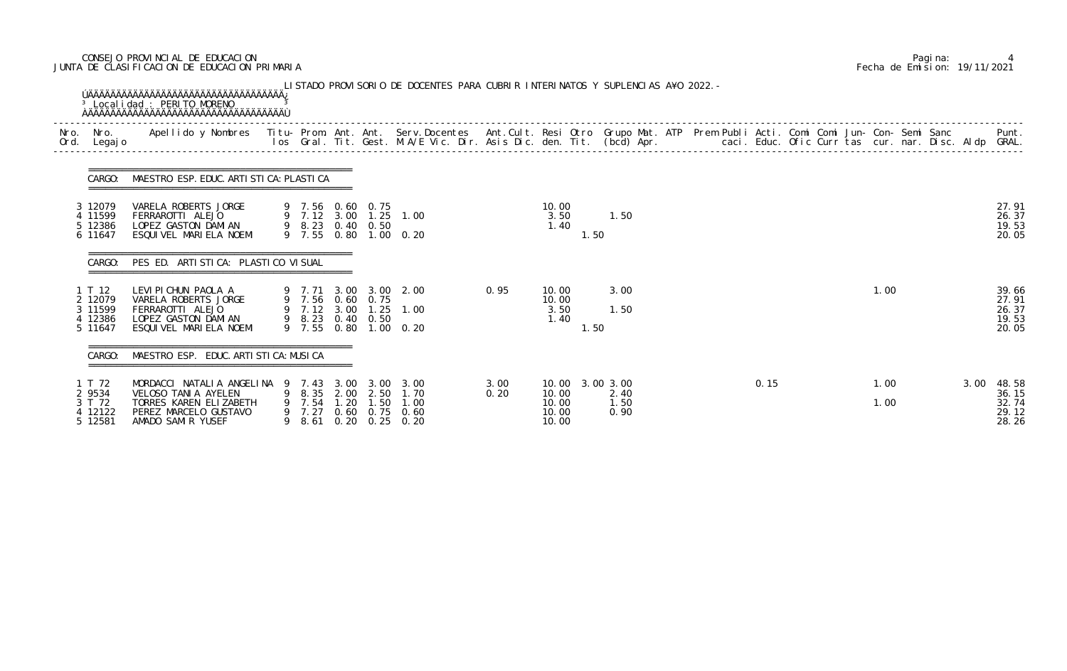CONSEJO PROVINCIAL DE EDUCACION
JUNTA DE CLASIFICACION DE EDUCACION PRIMARIA

Pagina: 4
Fecha de Emision: 19/11/2021

LISTADO PROVISORIO DE DOCENTES PARA CUBRIR INTERINATOS Y SUPLENCIAS A¥O 2022.-

Localidad : PERITO MORENO

| Nro. Ord. | Nro. Legajo | Apellido y Nombres | Titu- los | Prom. Gral. | Ant. Tit. | Ant. Gest. | Serv. Docentes M.A/E Vic. Dir. | Ant. Cult. Asis Dic. | Resi den. | Otro Tit. | Grupo Mat. (bcd) | ATP Apr. | Prem Publi caci. | Acti. Educ. | Comi Ofic | Comi Curr | Jun- tas | Con- cur. | Semi nar. | Sanc Disc. | Aldp | Punt. GRAL. |
|---|---|---|---|---|---|---|---|---|---|---|---|---|---|---|---|---|---|---|---|---|---|---|
| **CARGO: MAESTRO ESP. EDUC. ARTISTICA: PLASTICA** | | | | | | | | | | | | | | | | | | | | | | |
| 3 | 12079 | VARELA ROBERTS JORGE | 9 | 7.56 | 0.60 | 0.75 | | | 10.00 | | | | | | | | | | | | | 27.91 |
| 4 | 11599 | FERRAROTTI ALEJO | 9 | 7.12 | 3.00 | 1.25 | 1.00 | | 3.50 | | 1.50 | | | | | | | | | | | 26.37 |
| 5 | 12386 | LOPEZ GASTON DAMIAN | 9 | 8.23 | 0.40 | 0.50 | | | 1.40 | | | | | | | | | | | | | 19.53 |
| 6 | 11647 | ESQUIVEL MARIELA NOEMI | 9 | 7.55 | 0.80 | 1.00 | 0.20 | | | 1.50 | | | | | | | | | | | | 20.05 |
| **CARGO: PES ED. ARTISTICA: PLASTICO VISUAL** | | | | | | | | | | | | | | | | | | | | | | |
| 1 | T 12 | LEVIPICHUN PAOLA A | 9 | 7.71 | 3.00 | 3.00 | 2.00 | 0.95 | 10.00 | | 3.00 | | | | | | | 1.00 | | | | 39.66 |
| 2 | 12079 | VARELA ROBERTS JORGE | 9 | 7.56 | 0.60 | 0.75 | | | 10.00 | | | | | | | | | | | | | 27.91 |
| 3 | 11599 | FERRAROTTI ALEJO | 9 | 7.12 | 3.00 | 1.25 | 1.00 | | 3.50 | | 1.50 | | | | | | | | | | | 26.37 |
| 4 | 12386 | LOPEZ GASTON DAMIAN | 9 | 8.23 | 0.40 | 0.50 | | | 1.40 | | | | | | | | | | | | | 19.53 |
| 5 | 11647 | ESQUIVEL MARIELA NOEMI | 9 | 7.55 | 0.80 | 1.00 | 0.20 | | | 1.50 | | | | | | | | | | | | 20.05 |
| **CARGO: MAESTRO ESP. EDUC. ARTISTICA: MUSICA** | | | | | | | | | | | | | | | | | | | | | | |
| 1 | T 72 | MORDACCI NATALIA ANGELINA | 9 | 7.43 | 3.00 | 3.00 | 3.00 | 3.00 | 10.00 | 3.00 | 3.00 | | | 0.15 | | | | 1.00 | | | 3.00 | 48.58 |
| 2 | 9534 | VELOSO TANIA AYELEN | 9 | 8.35 | 2.00 | 2.50 | 1.70 | 0.20 | 10.00 | | 2.40 | | | | | | | | | | | 36.15 |
| 3 | T 72 | TORRES KAREN ELIZABETH | 9 | 7.54 | 1.20 | 1.50 | 1.00 | | 10.00 | | 1.50 | | | | | | | 1.00 | | | | 32.74 |
| 4 | 12122 | PEREZ MARCELO GUSTAVO | 9 | 7.27 | 0.60 | 0.75 | 0.60 | | 10.00 | | 0.90 | | | | | | | | | | | 29.12 |
| 5 | 12581 | AMADO SAMIR YUSEF | 9 | 8.61 | 0.20 | 0.25 | 0.20 | | 10.00 | | | | | | | | | | | | | 28.26 |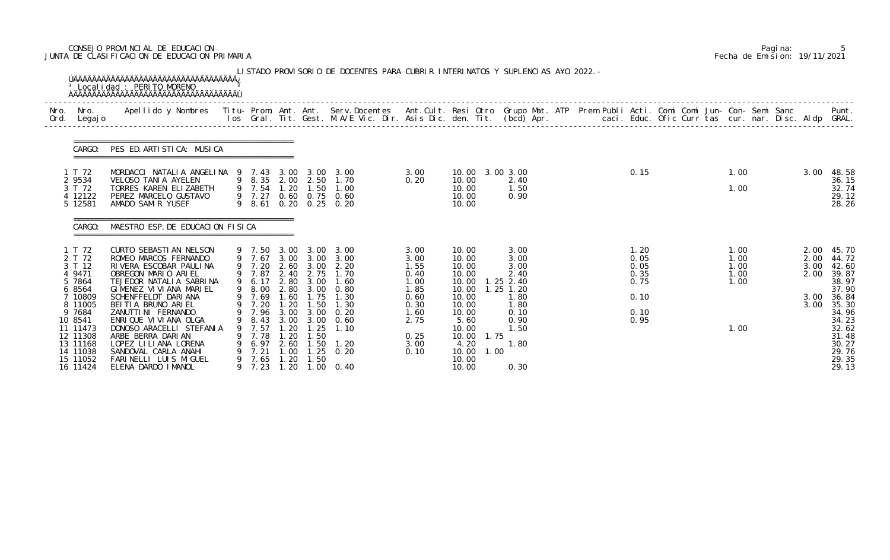CONSEJO PROVINCIAL DE EDUCACION
JUNTA DE CLASIFICACION DE EDUCACION PRIMARIA

Pagina: 5
Fecha de Emision: 19/11/2021

LISTADO PROVISORIO DE DOCENTES PARA CUBRIR INTERINATOS Y SUPLENCIAS AÑO 2022.-

Localidad : PERITO MORENO

CARGO: PES ED. ARTISTICA: MUSICA

| Nro. Ord. | Nro. Legajo | Apellido y Nombres | Titu-los | Prom. Gral. | Ant. Tit. | Ant. Gest. | Serv. Docentes M.A/E Vic. Dir. | Ant. Cult. Asis Dic. | Resi den. | Otro Tit. | Grupo Mat. (bcd) | ATP Apr. | Prem Publi caci. | Acti. Educ. | Comi Ofic | Comi Curr | Jun-tas | Con-cur. | Semi nar. | Sanc Disc. | Aldp | Punt. GRAL. |
|---|---|---|---|---|---|---|---|---|---|---|---|---|---|---|---|---|---|---|---|---|---|---|
| 1 | T 72 | MORDACCI NATALIA ANGELINA | 9 | 7.43 | 3.00 | 3.00 | 3.00 | 3.00 | 10.00 | 3.00 | 3.00 | | | 0.15 | | | | 1.00 | | | 3.00 | 48.58 |
| 2 | 9534 | VELOSO TANIA AYELEN | 9 | 8.35 | 2.00 | 2.50 | 1.70 | 0.20 | 10.00 | | 2.40 | | | | | | | | | | | 36.15 |
| 3 | T 72 | TORRES KAREN ELIZABETH | 9 | 7.54 | 1.20 | 1.50 | 1.00 | | 10.00 | | 1.50 | | | | | | | 1.00 | | | | 32.74 |
| 4 | 12122 | PEREZ MARCELO GUSTAVO | 9 | 7.27 | 0.60 | 0.75 | 0.60 | | 10.00 | | 0.90 | | | | | | | | | | | 29.12 |
| 5 | 12581 | AMADO SAMIR YUSEF | 9 | 8.61 | 0.20 | 0.25 | 0.20 | | 10.00 | | | | | | | | | | | | | 28.26 |

CARGO: MAESTRO ESP. DE EDUCACION FISICA

| Nro. Ord. | Nro. Legajo | Apellido y Nombres | Titu-los | Prom. Gral. | Ant. Tit. | Ant. Gest. | Serv. Docentes M.A/E Vic. Dir. | Ant. Cult. Asis Dic. | Resi den. | Otro Tit. | Grupo Mat. (bcd) | ATP Apr. | Prem Publi caci. | Acti. Educ. | Comi Ofic | Comi Curr | Jun-tas | Con-cur. | Semi nar. | Sanc Disc. | Aldp | Punt. GRAL. |
|---|---|---|---|---|---|---|---|---|---|---|---|---|---|---|---|---|---|---|---|---|---|---|
| 1 | T 72 | CURTO SEBASTIAN NELSON | 9 | 7.50 | 3.00 | 3.00 | 3.00 | 3.00 | 10.00 | | 3.00 | | | 1.20 | | | | 1.00 | | | 2.00 | 45.70 |
| 2 | T 72 | ROMEO MARCOS FERNANDO | 9 | 7.67 | 3.00 | 3.00 | 3.00 | 3.00 | 10.00 | | 3.00 | | | 0.05 | | | | 1.00 | | | 2.00 | 44.72 |
| 3 | T 12 | RIVERA ESCOBAR PAULINA | 9 | 7.20 | 2.60 | 3.00 | 2.20 | 1.55 | 10.00 | | 3.00 | | | 0.05 | | | | 1.00 | | | 3.00 | 42.60 |
| 4 | 9471 | OBREGON MARIO ARIEL | 9 | 7.87 | 2.40 | 2.75 | 1.70 | 0.40 | 10.00 | | 2.40 | | | 0.35 | | | | 1.00 | | | 2.00 | 39.87 |
| 5 | 7864 | TEJEDOR NATALIA SABRINA | 9 | 6.17 | 2.80 | 3.00 | 1.60 | 1.00 | 10.00 | 1.25 | 2.40 | | | 0.75 | | | | 1.00 | | | | 38.97 |
| 6 | 8564 | GIMENEZ VIVIANA MARIEL | 9 | 8.00 | 2.80 | 3.00 | 0.80 | 1.85 | 10.00 | 1.25 | 1.20 | | | | | | | | | | | 37.90 |
| 7 | 10809 | SCHENFFELDT DARIANA | 9 | 7.69 | 1.60 | 1.75 | 1.30 | 0.60 | 10.00 | | 1.80 | | | 0.10 | | | | | | | 3.00 | 36.84 |
| 8 | 11005 | BEITIA BRUNO ARIEL | 9 | 7.20 | 1.20 | 1.50 | 1.30 | 0.30 | 10.00 | | 1.80 | | | | | | | | | | 3.00 | 35.30 |
| 9 | 7684 | ZANUTTINI FERNANDO | 9 | 7.96 | 3.00 | 3.00 | 0.20 | 1.60 | 10.00 | | 0.10 | | | 0.10 | | | | | | | | 34.96 |
| 10 | 8541 | ENRIQUE VIVIANA OLGA | 9 | 8.43 | 3.00 | 3.00 | 0.60 | 2.75 | 5.60 | | 0.90 | | | 0.95 | | | | | | | | 34.23 |
| 11 | 11473 | DONOSO ARACELLI STEFANIA | 9 | 7.57 | 1.20 | 1.25 | 1.10 | | 10.00 | | 1.50 | | | | | | | 1.00 | | | | 32.62 |
| 12 | 11308 | ARBE BERRA DARIAN | 9 | 7.78 | 1.20 | 1.50 | | 0.25 | 10.00 | 1.75 | | | | | | | | | | | | 31.48 |
| 13 | 11168 | LOPEZ LILIANA LORENA | 9 | 6.97 | 2.60 | 1.50 | 1.20 | 3.00 | 4.20 | | 1.80 | | | | | | | | | | | 30.27 |
| 14 | 11038 | SANDOVAL CARLA ANAHI | 9 | 7.21 | 1.00 | 1.25 | 0.20 | 0.10 | 10.00 | 1.00 | | | | | | | | | | | | 29.76 |
| 15 | 11052 | FARINELLI LUIS MIGUEL | 9 | 7.65 | 1.20 | 1.50 | | | 10.00 | | | | | | | | | | | | | 29.35 |
| 16 | 11424 | ELENA DARDO IMANOL | 9 | 7.23 | 1.20 | 1.00 | 0.40 | | 10.00 | | 0.30 | | | | | | | | | | | 29.13 |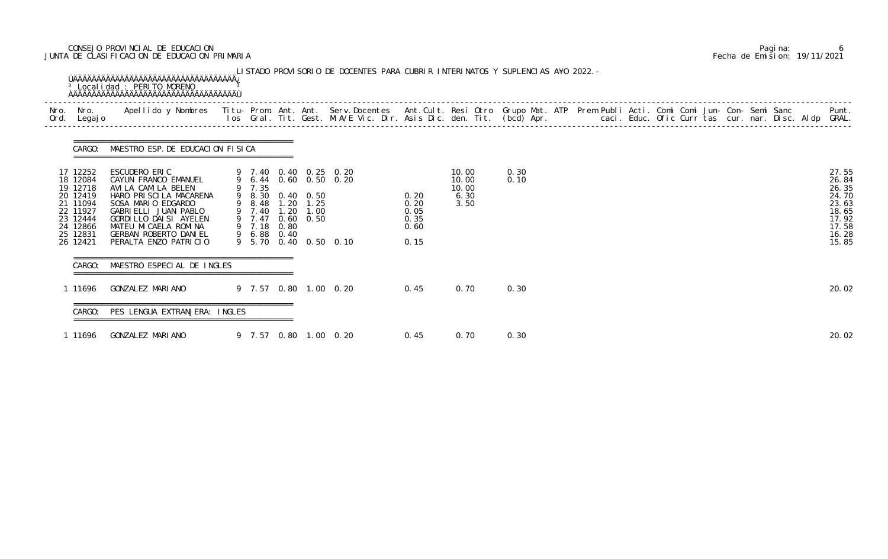CONSEJO PROVINCIAL DE EDUCACION
JUNTA DE CLASIFICACION DE EDUCACION PRIMARIA

Pagina: 6
Fecha de Emision: 19/11/2021

LISTADO PROVISORIO DE DOCENTES PARA CUBRIR INTERINATOS Y SUPLENCIAS AÑO 2022.-

Localidad : PERITO MORENO

**CARGO: MAESTRO ESP. DE EDUCACION FISICA**

| Nro. Ord. | Nro. Legajo | Apellido y Nombres | Titu-los | Prom. Gral. | Ant. Tit. | Ant. Gest. | Serv. Docentes M.A/E Vic. Dir. | Ant. Cult. Asis Dic. | Resi den. | Otro Tit. | Grupo Mat. (bcd) | ATP Apr. | Prem | Publi caci. | Acti. Educ. | Comi Ofic | Comi Curr | Jun-tas | Con-cur. | Semi nar. | Sanc Disc. | Aldp | Punt. GRAL. |
|---|---|---|---|---|---|---|---|---|---|---|---|---|---|---|---|---|---|---|---|---|---|---|---|
| 17 | 12252 | ESCUDERO ERIC | 9 | 7.40 | 0.40 | 0.25 | 0.20 | | 10.00 | 0.30 | | | | | | | | | | | | | 27.55 |
| 18 | 12084 | CAYUN FRANCO EMANUEL | 9 | 6.44 | 0.60 | 0.50 | 0.20 | | 10.00 | 0.10 | | | | | | | | | | | | | 26.84 |
| 19 | 12718 | AVILA CAMILA BELEN | 9 | 7.35 | | | | | 10.00 | | | | | | | | | | | | | | 26.35 |
| 20 | 12419 | HARO PRISCILA MACARENA | 9 | 8.30 | 0.40 | 0.50 | | 0.20 | 6.30 | | | | | | | | | | | | | | 24.70 |
| 21 | 11094 | SOSA MARIO EDGARDO | 9 | 8.48 | 1.20 | 1.25 | | 0.20 | 3.50 | | | | | | | | | | | | | | 23.63 |
| 22 | 11927 | GABRIELLI JUAN PABLO | 9 | 7.40 | 1.20 | 1.00 | | 0.05 | | | | | | | | | | | | | | | 18.65 |
| 23 | 12444 | GORDILLO DAISI AYELEN | 9 | 7.47 | 0.60 | 0.50 | | 0.35 | | | | | | | | | | | | | | | 17.92 |
| 24 | 12866 | MATEU MICAELA ROMINA | 9 | 7.18 | 0.80 | | | 0.60 | | | | | | | | | | | | | | | 17.58 |
| 25 | 12831 | GERBAN ROBERTO DANIEL | 9 | 6.88 | 0.40 | | | | | | | | | | | | | | | | | | 16.28 |
| 26 | 12421 | PERALTA ENZO PATRICIO | 9 | 5.70 | 0.40 | 0.50 | 0.10 | 0.15 | | | | | | | | | | | | | | | 15.85 |

**CARGO: MAESTRO ESPECIAL DE INGLES**

| Nro. Ord. | Nro. Legajo | Apellido y Nombres | Titu-los | Prom. Gral. | Ant. Tit. | Ant. Gest. | Serv. Docentes M.A/E Vic. Dir. | Ant. Cult. Asis Dic. | Resi den. | Otro Tit. | Grupo Mat. (bcd) | ATP Apr. | Prem | Publi caci. | Acti. Educ. | Comi Ofic | Comi Curr | Jun-tas | Con-cur. | Semi nar. | Sanc Disc. | Aldp | Punt. GRAL. |
|---|---|---|---|---|---|---|---|---|---|---|---|---|---|---|---|---|---|---|---|---|---|---|---|
| 1 | 11696 | GONZALEZ MARIANO | 9 | 7.57 | 0.80 | 1.00 | 0.20 | 0.45 | 0.70 | 0.30 | | | | | | | | | | | | | 20.02 |

**CARGO: PES LENGUA EXTRANJERA: INGLES**

| Nro. Ord. | Nro. Legajo | Apellido y Nombres | Titu-los | Prom. Gral. | Ant. Tit. | Ant. Gest. | Serv. Docentes M.A/E Vic. Dir. | Ant. Cult. Asis Dic. | Resi den. | Otro Tit. | Grupo Mat. (bcd) | ATP Apr. | Prem | Publi caci. | Acti. Educ. | Comi Ofic | Comi Curr | Jun-tas | Con-cur. | Semi nar. | Sanc Disc. | Aldp | Punt. GRAL. |
|---|---|---|---|---|---|---|---|---|---|---|---|---|---|---|---|---|---|---|---|---|---|---|---|
| 1 | 11696 | GONZALEZ MARIANO | 9 | 7.57 | 0.80 | 1.00 | 0.20 | 0.45 | 0.70 | 0.30 | | | | | | | | | | | | | 20.02 |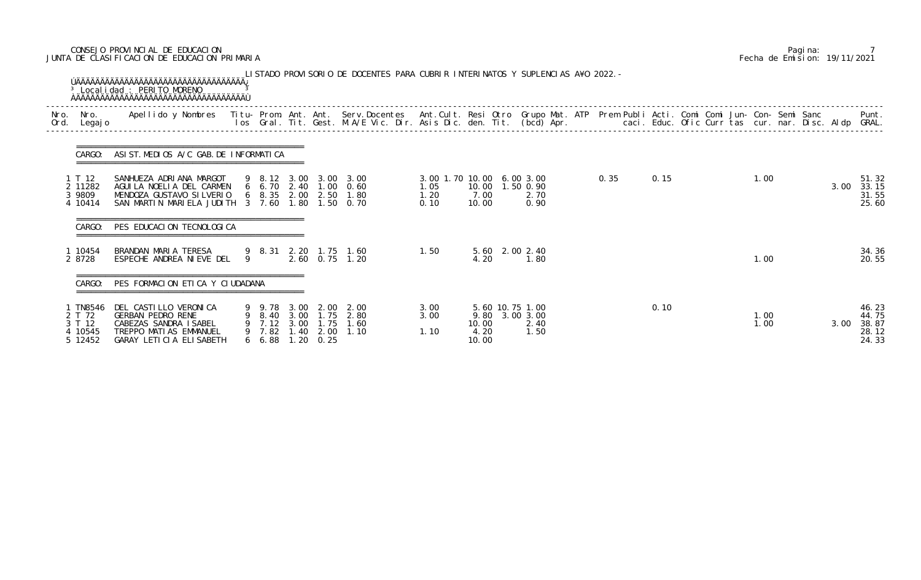CONSEJO PROVINCIAL DE EDUCACION
JUNTA DE CLASIFICACION DE EDUCACION PRIMARIA

Pagina: 7
Fecha de Emision: 19/11/2021

LISTADO PROVISORIO DE DOCENTES PARA CUBRIR INTERINATOS Y SUPLENCIAS A¥O 2022.-

Localidad : PERITO MORENO

| Nro. Ord. | Nro. Legajo | Apellido y Nombres | Titu-los | Prom. Gral. | Ant. Tit. | Ant. Gest. | Serv.Docentes M.A/E Vic. Dir. | Ant.Cult. Asis Dic. | Resi den. | Otro Tit. | Grupo Mat. (bcd) | ATP Apr. | Prem | Publi caci. | Acti. Educ. | Comi Ofic | Comi Curr | Jun- tas | Con- cur. | Semi nar. | Sanc Disc. | Aldp | Punt. GRAL. |
|---|---|---|---|---|---|---|---|---|---|---|---|---|---|---|---|---|---|---|---|---|---|---|---|
| **CARGO: ASIST.MEDIOS A/C GAB.DE INFORMATICA** | | | | | | | | | | | | | | | | | | | | | | | |
| 1 | T 12 | SANHUEZA ADRIANA MARGOT | 9 | 8.12 | 3.00 | 3.00 | 3.00 | 3.00 1.70 | 10.00 | 6.00 | 3.00 | | | 0.35 | 0.15 | | | | 1.00 | | | | 51.32 |
| 2 | 11282 | AGUILA NOELIA DEL CARMEN | 6 | 6.70 | 2.40 | 1.00 | 0.60 | 1.05 | 10.00 | 1.50 | 0.90 | | | | | | | | | | | 3.00 | 33.15 |
| 3 | 9809 | MENDOZA GUSTAVO SILVERIO | 6 | 8.35 | 2.00 | 2.50 | 1.80 | 1.20 | 7.00 | | 2.70 | | | | | | | | | | | | 31.55 |
| 4 | 10414 | SAN MARTIN MARIELA JUDITH | 3 | 7.60 | 1.80 | 1.50 | 0.70 | 0.10 | 10.00 | | 0.90 | | | | | | | | | | | | 25.60 |
| **CARGO: PES EDUCACION TECNOLOGICA** | | | | | | | | | | | | | | | | | | | | | | | |
| 1 | 10454 | BRANDAN MARIA TERESA | 9 | 8.31 | 2.20 | 1.75 | 1.60 | 1.50 | 5.60 | 2.00 | 2.40 | | | | | | | | | | | | 34.36 |
| 2 | 8728 | ESPECHE ANDREA NIEVE DEL | 9 | | 2.60 | 0.75 | 1.20 | | 4.20 | | 1.80 | | | | | | | | 1.00 | | | | 20.55 |
| **CARGO: PES FORMACION ETICA Y CIUDADANA** | | | | | | | | | | | | | | | | | | | | | | | |
| 1 | TN8546 | DEL CASTILLO VERONICA | 9 | 9.78 | 3.00 | 2.00 | 2.00 | 3.00 | 5.60 | 10.75 | 1.00 | | | | 0.10 | | | | | | | | 46.23 |
| 2 | T 72 | GERBAN PEDRO RENE | 9 | 8.40 | 3.00 | 1.75 | 2.80 | 3.00 | 9.80 | 3.00 | 3.00 | | | | | | | | 1.00 | | | | 44.75 |
| 3 | T 12 | CABEZAS SANDRA ISABEL | 9 | 7.12 | 3.00 | 1.75 | 1.60 | | 10.00 | | 2.40 | | | | | | | | 1.00 | | | 3.00 | 38.87 |
| 4 | 10545 | TREPPO MATIAS EMMANUEL | 9 | 7.82 | 1.40 | 2.00 | 1.10 | 1.10 | 4.20 | | 1.50 | | | | | | | | | | | | 28.12 |
| 5 | 12452 | GARAY LETICIA ELISABETH | 6 | 6.88 | 1.20 | 0.25 | | | 10.00 | | | | | | | | | | | | | | 24.33 |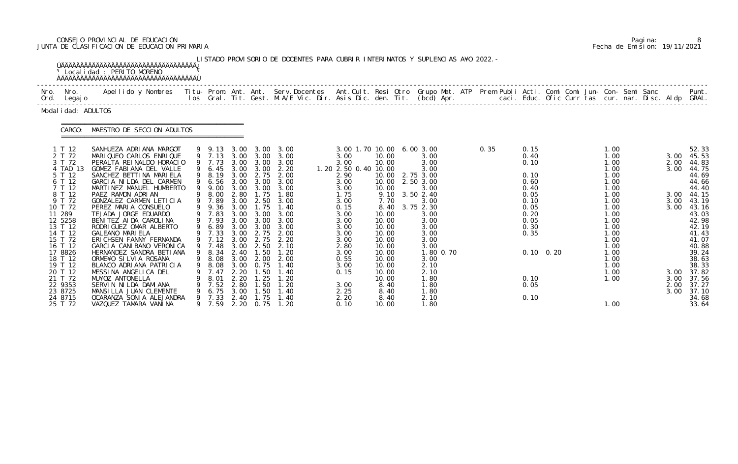CONSEJO PROVINCIAL DE EDUCACION
JUNTA DE CLASIFICACION DE EDUCACION PRIMARIA

Fecha de Emision: 19/11/2021

LISTADO PROVISORIO DE DOCENTES PARA CUBRIR INTERINATOS Y SUPLENCIAS A¥O 2022.-

Localidad : PERITO MORENO

Modalidad: ADULTOS

CARGO: MAESTRO DE SECCION ADULTOS

| Nro. Ord. | Nro. Legajo | Apellido y Nombres | Titu-los | Prom. Gral. | Ant. Tit. | Ant. Gest. | Serv. Docentes M.A/E Vic. Dir. | Ant. Cult. Asis Dic. | Resi den. | Otro Tit. | Grupo Mat. (bcd) Apr. | ATP | Prem Publi caci. | Acti. Educ. | Comi Ofic | Comi Curr | Jun- tas | Con- cur. | Semi nar. | Sanc Disc. | Aldp | Punt. GRAL. |
|---|---|---|---|---|---|---|---|---|---|---|---|---|---|---|---|---|---|---|---|---|---|---|
| 1 | T 12 | SANHUEZA ADRIANA MARGOT | 9 | 9.13 | 3.00 | 3.00 | 3.00 | 3.00 1.70 | 10.00 | 6.00 | 3.00 | | 0.35 | 0.15 | | | | 1.00 | | | | 52.33 |
| 2 | T 72 | MARIQUEO CARLOS ENRIQUE | 9 | 7.13 | 3.00 | 3.00 | 3.00 | 3.00 | 10.00 | | 3.00 | | | 0.40 | | | | 1.00 | | | 3.00 | 45.53 |
| 3 | T 72 | PERALTA REINALDO HORACIO | 9 | 7.73 | 3.00 | 3.00 | 3.00 | 3.00 | 10.00 | | 3.00 | | | 0.10 | | | | 1.00 | | | 2.00 | 44.83 |
| 4 | TAD 13 | GOMEZ FABIANA DEL VALLE | 9 | 6.45 | 3.00 | 3.00 | 2.20 | 1.20 2.50 0.40 | 10.00 | | 3.00 | | | | | | | 1.00 | | | 3.00 | 44.75 |
| 5 | T 12 | SANCHEZ BETTINA MARIELA | 9 | 8.19 | 3.00 | 2.75 | 2.00 | 2.90 | 10.00 | 2.75 | 3.00 | | | 0.10 | | | | 1.00 | | | | 44.69 |
| 6 | T 12 | GARCIA NILDA DEL CARMEN | 9 | 6.56 | 3.00 | 3.00 | 3.00 | 3.00 | 10.00 | 2.50 | 3.00 | | | 0.60 | | | | 1.00 | | | | 44.66 |
| 7 | T 12 | MARTINEZ MANUEL HUMBERTO | 9 | 9.00 | 3.00 | 3.00 | 3.00 | 3.00 | 10.00 | | 3.00 | | | 0.40 | | | | 1.00 | | | | 44.40 |
| 8 | T 12 | PAEZ RAMON ADRIAN | 9 | 8.00 | 2.80 | 1.75 | 1.80 | 1.75 | 9.10 | 3.50 | 2.40 | | | 0.05 | | | | 1.00 | | | 3.00 | 44.15 |
| 9 | T 72 | GONZALEZ CARMEN LETICIA | 9 | 7.89 | 3.00 | 2.50 | 3.00 | 3.00 | 7.70 | | 3.00 | | | 0.10 | | | | 1.00 | | | 3.00 | 43.19 |
| 10 | T 72 | PEREZ MARIA CONSUELO | 9 | 9.36 | 3.00 | 1.75 | 1.40 | 0.15 | 8.40 | 3.75 | 2.30 | | | 0.05 | | | | 1.00 | | | 3.00 | 43.16 |
| 11 | 289 | TEJADA JORGE EDUARDO | 9 | 7.83 | 3.00 | 3.00 | 3.00 | 3.00 | 10.00 | | 3.00 | | | 0.20 | | | | 1.00 | | | | 43.03 |
| 12 | 5258 | BENITEZ AIDA CAROLINA | 9 | 7.93 | 3.00 | 3.00 | 3.00 | 3.00 | 10.00 | | 3.00 | | | 0.05 | | | | 1.00 | | | | 42.98 |
| 13 | T 12 | RODRIGUEZ OMAR ALBERTO | 9 | 6.89 | 3.00 | 3.00 | 3.00 | 3.00 | 10.00 | | 3.00 | | | 0.30 | | | | 1.00 | | | | 42.19 |
| 14 | T 12 | GALEANO MARIELA | 9 | 7.33 | 3.00 | 2.75 | 2.00 | 3.00 | 10.00 | | 3.00 | | | 0.35 | | | | 1.00 | | | | 41.43 |
| 15 | T 72 | ERICHSEN FANNY FERNANDA | 9 | 7.12 | 3.00 | 2.75 | 2.20 | 3.00 | 10.00 | | 3.00 | | | | | | | 1.00 | | | | 41.07 |
| 16 | T 12 | GARCIA CANIBANO VERONICA | 9 | 7.48 | 3.00 | 2.50 | 2.10 | 2.80 | 10.00 | | 3.00 | | | | | | | 1.00 | | | | 40.88 |
| 17 | 8826 | HERNANDEZ SANDRA BETIANA | 9 | 8.34 | 2.40 | 1.50 | 1.20 | 3.00 | 10.00 | | 1.80 | 0.70 | | 0.10 | 0.20 | | | 1.00 | | | | 39.24 |
| 18 | T 12 | ORME¥O SILVIA ROSANA | 9 | 8.08 | 3.00 | 2.00 | 2.00 | 0.55 | 10.00 | | 3.00 | | | | | | | 1.00 | | | | 38.63 |
| 19 | T 12 | BLANCO ADRIANA PATRICIA | 9 | 8.08 | 3.00 | 0.75 | 1.40 | 3.00 | 10.00 | | 2.10 | | | | | | | 1.00 | | | | 38.33 |
| 20 | T 12 | MESSINA ANGELICA DEL | 9 | 7.47 | 2.20 | 1.50 | 1.40 | 0.15 | 10.00 | | 2.10 | | | | | | | 1.00 | | | 3.00 | 37.82 |
| 21 | T 72 | MU¥OZ ANTONELLA | 9 | 8.01 | 2.20 | 1.25 | 1.20 | | 10.00 | | 1.80 | | | 0.10 | | | | 1.00 | | | 3.00 | 37.56 |
| 22 | 9353 | SERVIN NILDA DAMIANA | 9 | 7.52 | 2.80 | 1.50 | 1.20 | 3.00 | 8.40 | | 1.80 | | | 0.05 | | | | | | | 2.00 | 37.27 |
| 23 | 8725 | MANSILLA JUAN CLEMENTE | 9 | 6.75 | 3.00 | 1.50 | 1.40 | 2.25 | 8.40 | | 1.80 | | | | | | | | | | 3.00 | 37.10 |
| 24 | 8715 | OCARANZA SONIA ALEJANDRA | 9 | 7.33 | 2.40 | 1.75 | 1.40 | 2.20 | 8.40 | | 2.10 | | | 0.10 | | | | | | | | 34.68 |
| 25 | T 72 | VAZQUEZ TAMARA VANINA | 9 | 7.59 | 2.20 | 0.75 | 1.20 | 0.10 | 10.00 | | 1.80 | | | | | | | 1.00 | | | | 33.64 |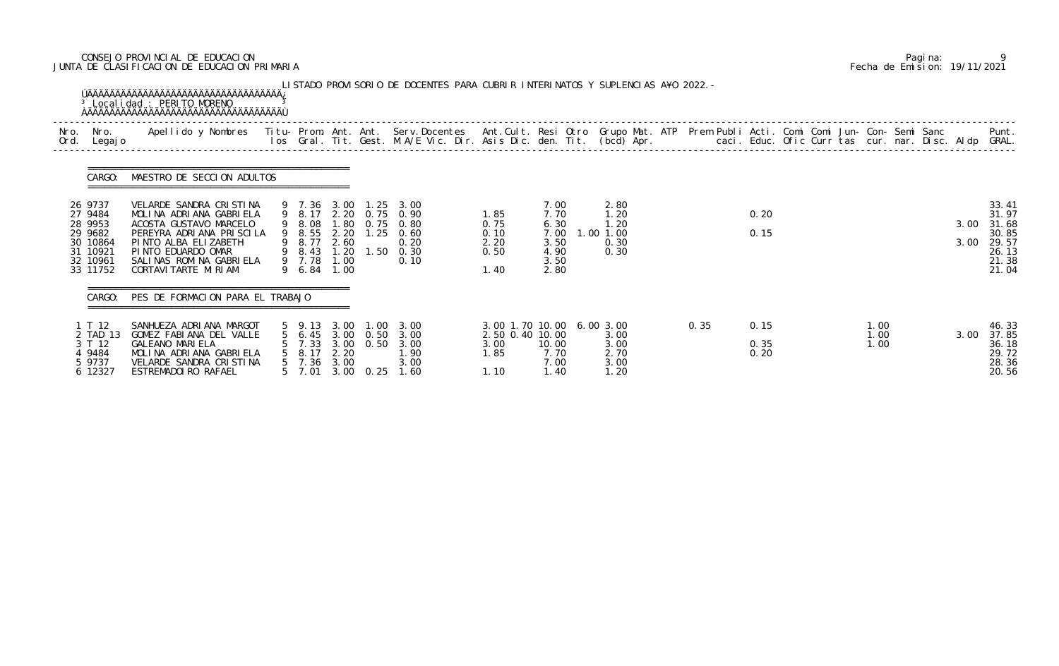CONSEJO PROVINCIAL DE EDUCACION
JUNTA DE CLASIFICACION DE EDUCACION PRIMARIA

Fecha de Emision: 19/11/2021

LISTADO PROVISORIO DE DOCENTES PARA CUBRIR INTERINATOS Y SUPLENCIAS A¥O 2022.-

Localidad : PERITO MORENO

CARGO: MAESTRO DE SECCION ADULTOS

| Nro. Ord. | Nro. Legajo | Apellido y Nombres | Titu- los | Prom. Gral. | Ant. Tit. | Ant. Gest. | Serv. Docentes M.A/E Vic. Dir. | Ant. Cult. Asis Dic. | Resi den. | Otro Tit. | Grupo Mat. (bcd) | ATP Apr. | Prem | Publi caci. | Acti. Educ. | Comi Ofic | Comi Curr | Jun- tas | Con- cur. | Semi nar. | Sanc Disc. | Aldp | Punt. GRAL. |
|---|---|---|---|---|---|---|---|---|---|---|---|---|---|---|---|---|---|---|---|---|---|---|---|
| 26 | 9737 | VELARDE SANDRA CRISTINA | 9 | 7.36 | 3.00 | 1.25 | 3.00 | | 7.00 | | 2.80 | | | | | | | | | | | | 33.41 |
| 27 | 9484 | MOLINA ADRIANA GABRIELA | 9 | 8.17 | 2.20 | 0.75 | 0.90 | 1.85 | 7.70 | | 1.20 | | | | 0.20 | | | | | | | | 31.97 |
| 28 | 9953 | ACOSTA GUSTAVO MARCELO | 9 | 8.08 | 1.80 | 0.75 | 0.80 | 0.75 | 6.30 | | 1.20 | | | | | | | | | | | 3.00 | 31.68 |
| 29 | 9682 | PEREYRA ADRIANA PRISCILA | 9 | 8.55 | 2.20 | 1.25 | 0.60 | 0.10 | 7.00 | 1.00 | 1.00 | | | | 0.15 | | | | | | | | 30.85 |
| 30 | 10864 | PINTO ALBA ELIZABETH | 9 | 8.77 | 2.60 | | 0.20 | 2.20 | 3.50 | | 0.30 | | | | | | | | | | | 3.00 | 29.57 |
| 31 | 10921 | PINTO EDUARDO OMAR | 9 | 8.43 | 1.20 | 1.50 | 0.30 | 0.50 | 4.90 | | 0.30 | | | | | | | | | | | | 26.13 |
| 32 | 10961 | SALINAS ROMINA GABRIELA | 9 | 7.78 | 1.00 | | 0.10 | | 3.50 | | | | | | | | | | | | | | 21.38 |
| 33 | 11752 | CORTAVITARTE MIRIAM | 9 | 6.84 | 1.00 | | | 1.40 | 2.80 | | | | | | | | | | | | | | 21.04 |

CARGO: PES DE FORMACION PARA EL TRABAJO

| Nro. Ord. | Nro. Legajo | Apellido y Nombres | Titu- los | Prom. Gral. | Ant. Tit. | Ant. Gest. | Serv. Docentes M.A/E Vic. Dir. | Ant. Cult. Asis Dic. | Resi den. | Otro Tit. | Grupo Mat. (bcd) | ATP Apr. | Prem | Publi caci. | Acti. Educ. | Comi Ofic | Comi Curr | Jun- tas | Con- cur. | Semi nar. | Sanc Disc. | Aldp | Punt. GRAL. |
|---|---|---|---|---|---|---|---|---|---|---|---|---|---|---|---|---|---|---|---|---|---|---|---|
| 1 | T 12 | SANHUEZA ADRIANA MARGOT | 5 | 9.13 | 3.00 | 1.00 | 3.00 | 3.00 1.70 | 10.00 | 6.00 | 3.00 | | 0.35 | | 0.15 | | | | 1.00 | | | | 46.33 |
| 2 | TAD 13 | GOMEZ FABIANA DEL VALLE | 5 | 6.45 | 3.00 | 0.50 | 3.00 | 2.50 0.40 | 10.00 | | 3.00 | | | | | | | | 1.00 | | | 3.00 | 37.85 |
| 3 | T 12 | GALEANO MARIELA | 5 | 7.33 | 3.00 | 0.50 | 3.00 | 3.00 | 10.00 | | 3.00 | | | | 0.35 | | | | 1.00 | | | | 36.18 |
| 4 | 9484 | MOLINA ADRIANA GABRIELA | 5 | 8.17 | 2.20 | | 1.90 | 1.85 | 7.70 | | 2.70 | | | | 0.20 | | | | | | | | 29.72 |
| 5 | 9737 | VELARDE SANDRA CRISTINA | 5 | 7.36 | 3.00 | | 3.00 | | 7.00 | | 3.00 | | | | | | | | | | | | 28.36 |
| 6 | 12327 | ESTREMADOIRO RAFAEL | 5 | 7.01 | 3.00 | 0.25 | 1.60 | 1.10 | 1.40 | | 1.20 | | | | | | | | | | | | 20.56 |